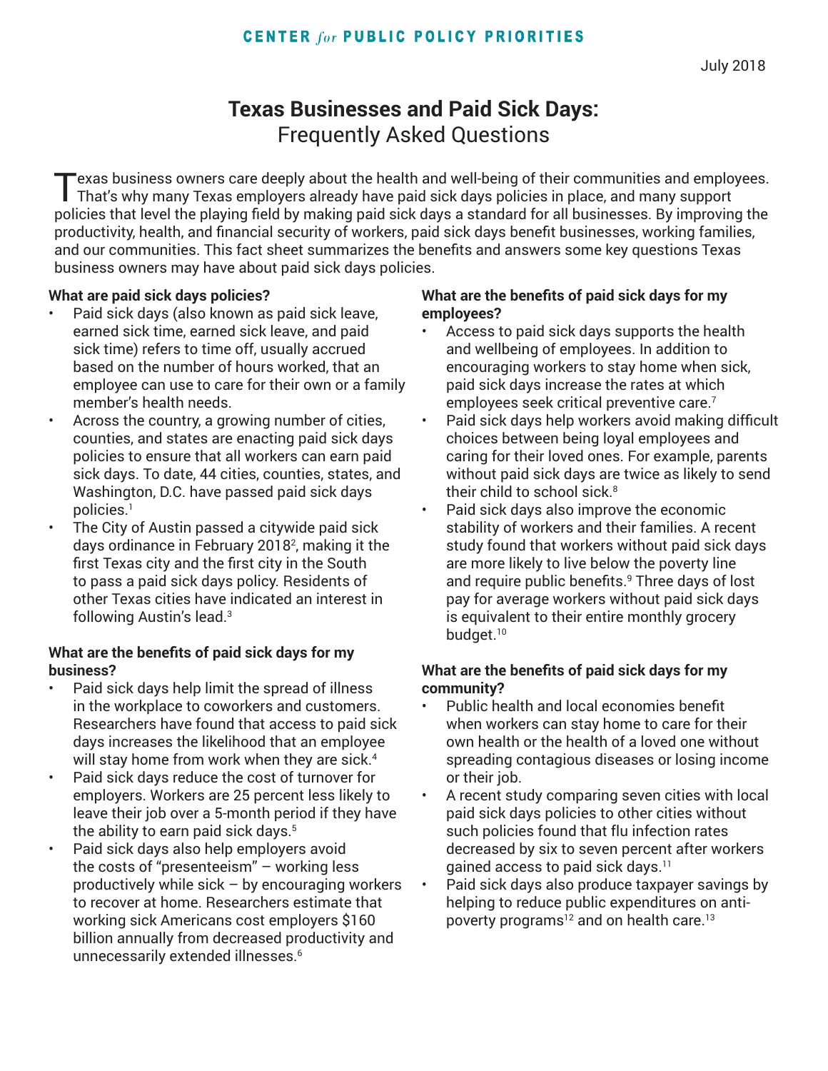CENTER *for* PUBLIC POLICY PRIORITIES

July 2018

# Texas Businesses and Paid Sick Days: Frequently Asked Questions

Texas business owners care deeply about the health and well-being of their communities and employees. That's why many Texas employers already have paid sick days policies in place, and many support policies that level the playing field by making paid sick days a standard for all businesses. By improving the productivity, health, and financial security of workers, paid sick days benefit businesses, working families, and our communities. This fact sheet summarizes the benefits and answers some key questions Texas business owners may have about paid sick days policies.

**What are paid sick days policies?**

- Paid sick days (also known as paid sick leave, earned sick time, earned sick leave, and paid sick time) refers to time off, usually accrued based on the number of hours worked, that an employee can use to care for their own or a family member's health needs.
- Across the country, a growing number of cities, counties, and states are enacting paid sick days policies to ensure that all workers can earn paid sick days. To date, 44 cities, counties, states, and Washington, D.C. have passed paid sick days policies.[1]
- The City of Austin passed a citywide paid sick days ordinance in February 2018[2], making it the first Texas city and the first city in the South to pass a paid sick days policy. Residents of other Texas cities have indicated an interest in following Austin's lead.[3]

**What are the benefits of paid sick days for my business?**

- Paid sick days help limit the spread of illness in the workplace to coworkers and customers. Researchers have found that access to paid sick days increases the likelihood that an employee will stay home from work when they are sick.[4]
- Paid sick days reduce the cost of turnover for employers. Workers are 25 percent less likely to leave their job over a 5-month period if they have the ability to earn paid sick days.[5]
- Paid sick days also help employers avoid the costs of "presenteeism" – working less productively while sick – by encouraging workers to recover at home. Researchers estimate that working sick Americans cost employers $160 billion annually from decreased productivity and unnecessarily extended illnesses.[6]

**What are the benefits of paid sick days for my employees?**

- Access to paid sick days supports the health and wellbeing of employees. In addition to encouraging workers to stay home when sick, paid sick days increase the rates at which employees seek critical preventive care.[7]
- Paid sick days help workers avoid making difficult choices between being loyal employees and caring for their loved ones. For example, parents without paid sick days are twice as likely to send their child to school sick.[8]
- Paid sick days also improve the economic stability of workers and their families. A recent study found that workers without paid sick days are more likely to live below the poverty line and require public benefits.[9] Three days of lost pay for average workers without paid sick days is equivalent to their entire monthly grocery budget.[10]

**What are the benefits of paid sick days for my community?**

- Public health and local economies benefit when workers can stay home to care for their own health or the health of a loved one without spreading contagious diseases or losing income or their job.
- A recent study comparing seven cities with local paid sick days policies to other cities without such policies found that flu infection rates decreased by six to seven percent after workers gained access to paid sick days.[11]
- Paid sick days also produce taxpayer savings by helping to reduce public expenditures on anti-poverty programs[12] and on health care.[13]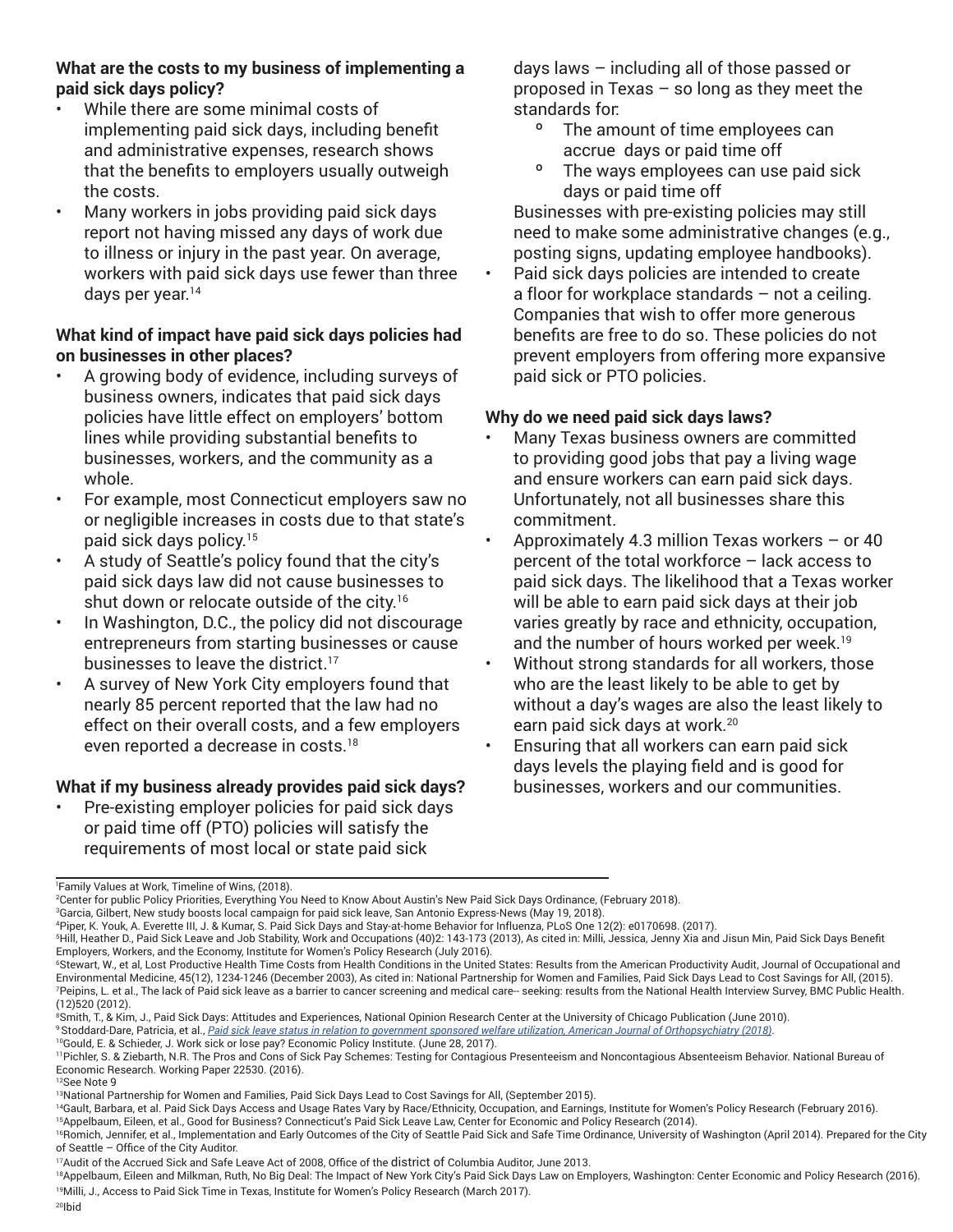**What are the costs to my business of implementing a paid sick days policy?**

- While there are some minimal costs of implementing paid sick days, including benefit and administrative expenses, research shows that the benefits to employers usually outweigh the costs.
- Many workers in jobs providing paid sick days report not having missed any days of work due to illness or injury in the past year. On average, workers with paid sick days use fewer than three days per year.[14]

**What kind of impact have paid sick days policies had on businesses in other places?**

- A growing body of evidence, including surveys of business owners, indicates that paid sick days policies have little effect on employers' bottom lines while providing substantial benefits to businesses, workers, and the community as a whole.
- For example, most Connecticut employers saw no or negligible increases in costs due to that state's paid sick days policy.[15]
- A study of Seattle's policy found that the city's paid sick days law did not cause businesses to shut down or relocate outside of the city.[16]
- In Washington, D.C., the policy did not discourage entrepreneurs from starting businesses or cause businesses to leave the district.[17]
- A survey of New York City employers found that nearly 85 percent reported that the law had no effect on their overall costs, and a few employers even reported a decrease in costs.[18]

**What if my business already provides paid sick days?**

- Pre-existing employer policies for paid sick days or paid time off (PTO) policies will satisfy the requirements of most local or state paid sick days laws – including all of those passed or proposed in Texas – so long as they meet the standards for:
  - The amount of time employees can accrue days or paid time off
  - The ways employees can use paid sick days or paid time off

  Businesses with pre-existing policies may still need to make some administrative changes (e.g., posting signs, updating employee handbooks).
- Paid sick days policies are intended to create a floor for workplace standards – not a ceiling. Companies that wish to offer more generous benefits are free to do so. These policies do not prevent employers from offering more expansive paid sick or PTO policies.

**Why do we need paid sick days laws?**

- Many Texas business owners are committed to providing good jobs that pay a living wage and ensure workers can earn paid sick days. Unfortunately, not all businesses share this commitment.
- Approximately 4.3 million Texas workers – or 40 percent of the total workforce – lack access to paid sick days. The likelihood that a Texas worker will be able to earn paid sick days at their job varies greatly by race and ethnicity, occupation, and the number of hours worked per week.[19]
- Without strong standards for all workers, those who are the least likely to be able to get by without a day's wages are also the least likely to earn paid sick days at work.[20]
- Ensuring that all workers can earn paid sick days levels the playing field and is good for businesses, workers and our communities.

---

[1] Family Values at Work, Timeline of Wins, (2018).

[2] Center for public Policy Priorities, Everything You Need to Know About Austin's New Paid Sick Days Ordinance, (February 2018).

[3] Garcia, Gilbert, New study boosts local campaign for paid sick leave, San Antonio Express-News (May 19, 2018).

[4] Piper, K. Youk, A. Everette III, J. & Kumar, S. Paid Sick Days and Stay-at-home Behavior for Influenza, PLoS One 12(2): e0170698. (2017).

[5] Hill, Heather D., Paid Sick Leave and Job Stability, Work and Occupations (40)2: 143-173 (2013), As cited in: Milli, Jessica, Jenny Xia and Jisun Min, Paid Sick Days Benefit Employers, Workers, and the Economy, Institute for Women's Policy Research (July 2016).

[6] Stewart, W., et al, Lost Productive Health Time Costs from Health Conditions in the United States: Results from the American Productivity Audit, Journal of Occupational and Environmental Medicine, 45(12), 1234-1246 (December 2003), As cited in: National Partnership for Women and Families, Paid Sick Days Lead to Cost Savings for All, (2015).

[7] Peipins, L. et al., The lack of Paid sick leave as a barrier to cancer screening and medical care-- seeking: results from the National Health Interview Survey, BMC Public Health. (12)520 (2012).

[8] Smith, T., & Kim, J., Paid Sick Days: Attitudes and Experiences, National Opinion Research Center at the University of Chicago Publication (June 2010).

[9] Stoddard-Dare, Patricia, et al., *Paid sick leave status in relation to government sponsored welfare utilization, American Journal of Orthopsychiatry (2018)*.

[10] Gould, E. & Schieder, J. Work sick or lose pay? Economic Policy Institute. (June 28, 2017).

[11] Pichler, S. & Ziebarth, N.R. The Pros and Cons of Sick Pay Schemes: Testing for Contagious Presenteeism and Noncontagious Absenteeism Behavior. National Bureau of Economic Research. Working Paper 22530. (2016).

[12] See Note 9

[13] National Partnership for Women and Families, Paid Sick Days Lead to Cost Savings for All, (September 2015).

[14] Gault, Barbara, et al. Paid Sick Days Access and Usage Rates Vary by Race/Ethnicity, Occupation, and Earnings, Institute for Women's Policy Research (February 2016).

[15] Appelbaum, Eileen, et al., Good for Business? Connecticut's Paid Sick Leave Law, Center for Economic and Policy Research (2014).

[16] Romich, Jennifer, et al., Implementation and Early Outcomes of the City of Seattle Paid Sick and Safe Time Ordinance, University of Washington (April 2014). Prepared for the City of Seattle – Office of the City Auditor.

[17] Audit of the Accrued Sick and Safe Leave Act of 2008, Office of the district of Columbia Auditor, June 2013.

[18] Appelbaum, Eileen and Milkman, Ruth, No Big Deal: The Impact of New York City's Paid Sick Days Law on Employers, Washington: Center Economic and Policy Research (2016).

[19] Milli, J., Access to Paid Sick Time in Texas, Institute for Women's Policy Research (March 2017).

[20] Ibid